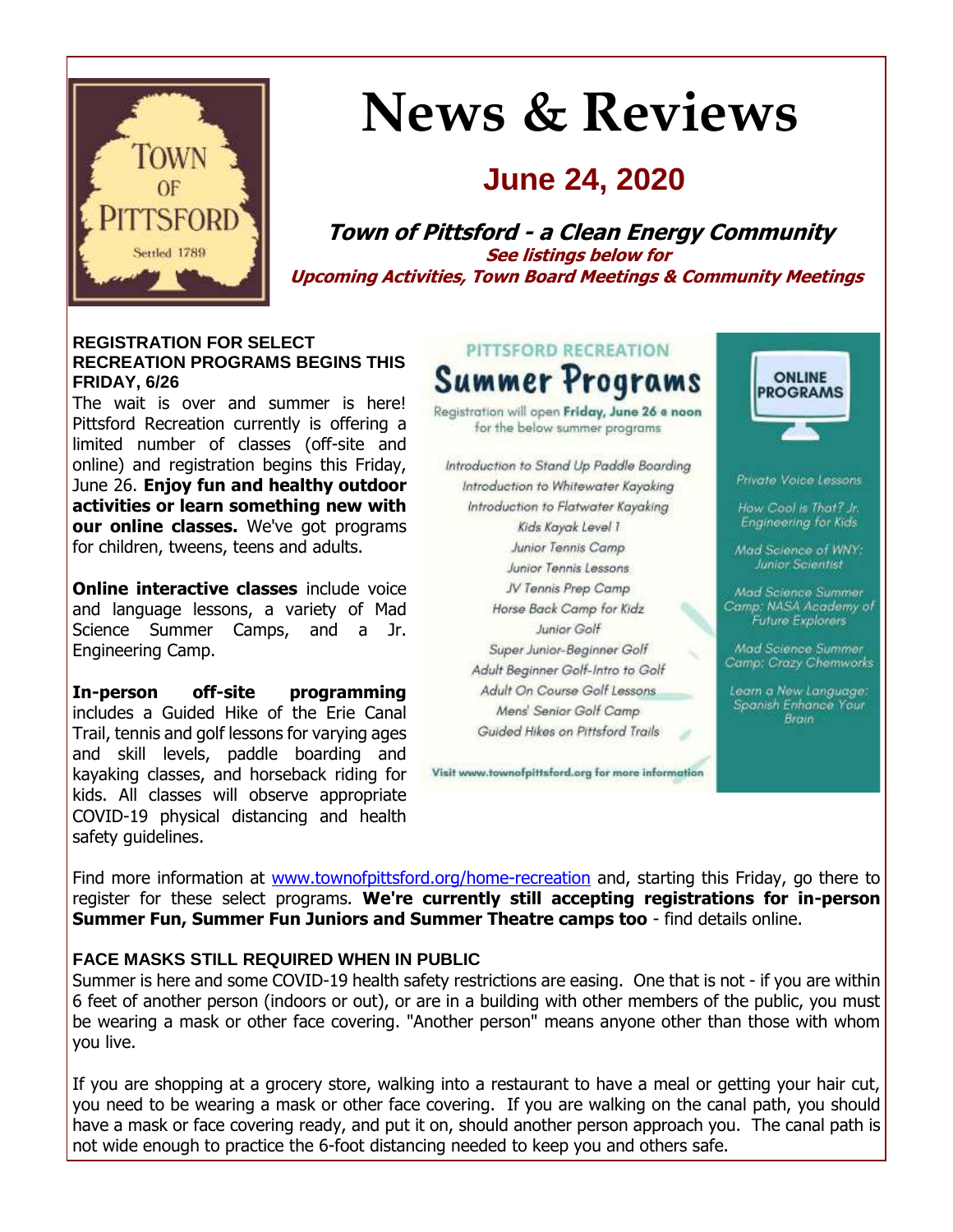# News & Reviews

## June 24, 2020

**Town of Pittsford - a Clean Energy Community**

**See listings below for**
**Upcoming Activities, Town Board Meetings & Community Meetings**

### REGISTRATION FOR SELECT RECREATION PROGRAMS BEGINS THIS FRIDAY, 6/26

The wait is over and summer is here! Pittsford Recreation currently is offering a limited number of classes (off-site and online) and registration begins this Friday, June 26. **Enjoy fun and healthy outdoor activities or learn something new with our online classes.** We've got programs for children, tweens, teens and adults.

**Online interactive classes** include voice and language lessons, a variety of Mad Science Summer Camps, and a Jr. Engineering Camp.

**In-person off-site programming** includes a Guided Hike of the Erie Canal Trail, tennis and golf lessons for varying ages and skill levels, paddle boarding and kayaking classes, and horseback riding for kids. All classes will observe appropriate COVID-19 physical distancing and health safety guidelines.

PITTSFORD RECREATION
**Summer Programs**
Registration will open **Friday, June 26 @ noon** for the below summer programs

*Introduction to Stand Up Paddle Boarding*
*Introduction to Whitewater Kayaking*
*Introduction to Flatwater Kayaking*
*Kids Kayak Level 1*
*Junior Tennis Camp*
*Junior Tennis Lessons*
*JV Tennis Prep Camp*
*Horse Back Camp for Kidz*
*Junior Golf*
*Super Junior-Beginner Golf*
*Adult Beginner Golf-Intro to Golf*
*Adult On Course Golf Lessons*
*Mens' Senior Golf Camp*
*Guided Hikes on Pittsford Trails*

**ONLINE PROGRAMS**

*Private Voice Lessons*
*How Cool is That? Jr. Engineering for Kids*
*Mad Science of WNY: Junior Scientist*
*Mad Science Summer Camp: NASA Academy of Future Explorers*
*Mad Science Summer Camp: Crazy Chemworks*
*Learn a New Language: Spanish Enhance Your Brain*

Visit www.townofpittsford.org for more information

Find more information at [www.townofpittsford.org/home-recreation](www.townofpittsford.org/home-recreation) and, starting this Friday, go there to register for these select programs. **We're currently still accepting registrations for in-person Summer Fun, Summer Fun Juniors and Summer Theatre camps too** - find details online.

### FACE MASKS STILL REQUIRED WHEN IN PUBLIC

Summer is here and some COVID-19 health safety restrictions are easing. One that is not - if you are within 6 feet of another person (indoors or out), or are in a building with other members of the public, you must be wearing a mask or other face covering. "Another person" means anyone other than those with whom you live.

If you are shopping at a grocery store, walking into a restaurant to have a meal or getting your hair cut, you need to be wearing a mask or other face covering. If you are walking on the canal path, you should have a mask or face covering ready, and put it on, should another person approach you. The canal path is not wide enough to practice the 6-foot distancing needed to keep you and others safe.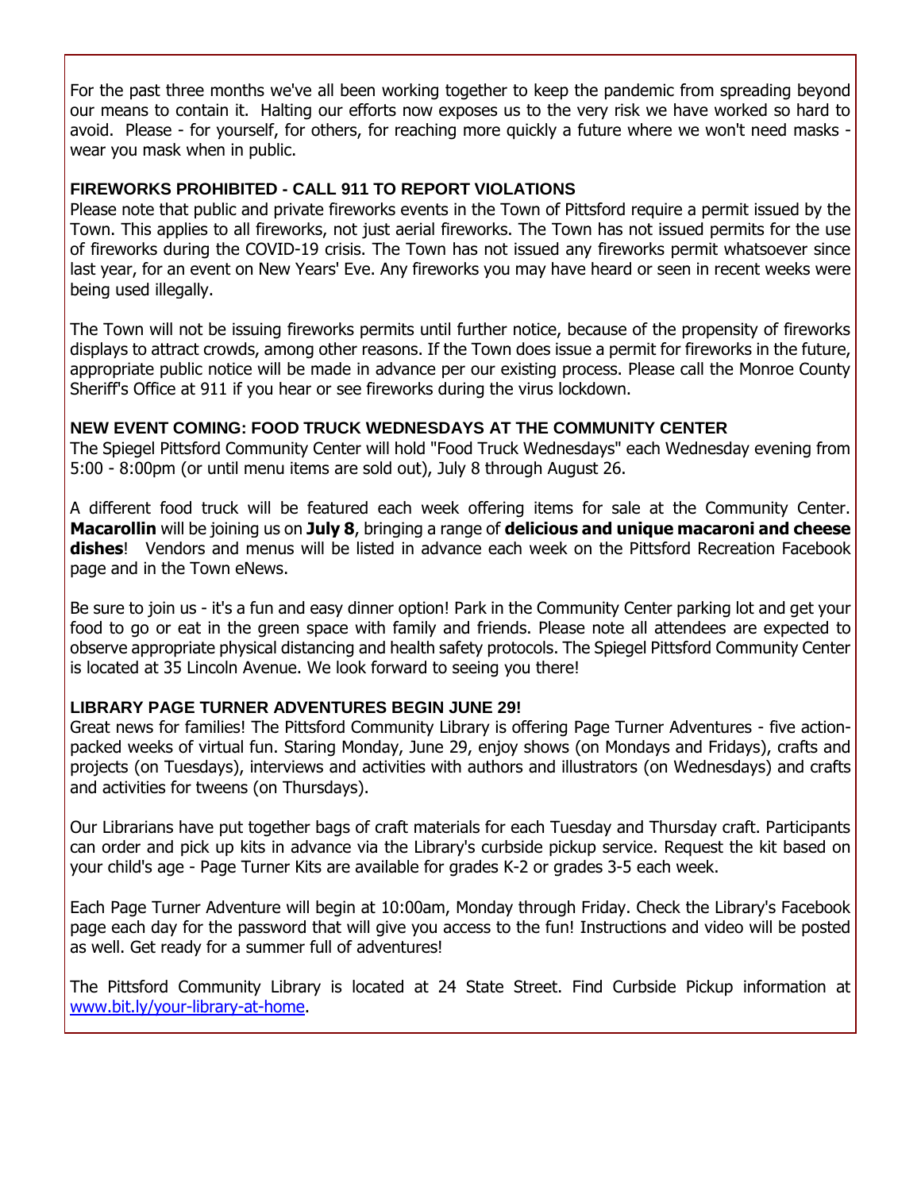For the past three months we've all been working together to keep the pandemic from spreading beyond our means to contain it. Halting our efforts now exposes us to the very risk we have worked so hard to avoid. Please - for yourself, for others, for reaching more quickly a future where we won't need masks - wear you mask when in public.

**FIREWORKS PROHIBITED - CALL 911 TO REPORT VIOLATIONS**

Please note that public and private fireworks events in the Town of Pittsford require a permit issued by the Town. This applies to all fireworks, not just aerial fireworks. The Town has not issued permits for the use of fireworks during the COVID-19 crisis. The Town has not issued any fireworks permit whatsoever since last year, for an event on New Years' Eve. Any fireworks you may have heard or seen in recent weeks were being used illegally.

The Town will not be issuing fireworks permits until further notice, because of the propensity of fireworks displays to attract crowds, among other reasons. If the Town does issue a permit for fireworks in the future, appropriate public notice will be made in advance per our existing process. Please call the Monroe County Sheriff's Office at 911 if you hear or see fireworks during the virus lockdown.

**NEW EVENT COMING: FOOD TRUCK WEDNESDAYS AT THE COMMUNITY CENTER**

The Spiegel Pittsford Community Center will hold "Food Truck Wednesdays" each Wednesday evening from 5:00 - 8:00pm (or until menu items are sold out), July 8 through August 26.

A different food truck will be featured each week offering items for sale at the Community Center. **Macarollin** will be joining us on **July 8**, bringing a range of **delicious and unique macaroni and cheese dishes**! Vendors and menus will be listed in advance each week on the Pittsford Recreation Facebook page and in the Town eNews.

Be sure to join us - it's a fun and easy dinner option! Park in the Community Center parking lot and get your food to go or eat in the green space with family and friends. Please note all attendees are expected to observe appropriate physical distancing and health safety protocols. The Spiegel Pittsford Community Center is located at 35 Lincoln Avenue. We look forward to seeing you there!

**LIBRARY PAGE TURNER ADVENTURES BEGIN JUNE 29!**

Great news for families! The Pittsford Community Library is offering Page Turner Adventures - five action-packed weeks of virtual fun. Staring Monday, June 29, enjoy shows (on Mondays and Fridays), crafts and projects (on Tuesdays), interviews and activities with authors and illustrators (on Wednesdays) and crafts and activities for tweens (on Thursdays).

Our Librarians have put together bags of craft materials for each Tuesday and Thursday craft. Participants can order and pick up kits in advance via the Library's curbside pickup service. Request the kit based on your child's age - Page Turner Kits are available for grades K-2 or grades 3-5 each week.

Each Page Turner Adventure will begin at 10:00am, Monday through Friday. Check the Library's Facebook page each day for the password that will give you access to the fun! Instructions and video will be posted as well. Get ready for a summer full of adventures!

The Pittsford Community Library is located at 24 State Street. Find Curbside Pickup information at [www.bit.ly/your-library-at-home](www.bit.ly/your-library-at-home).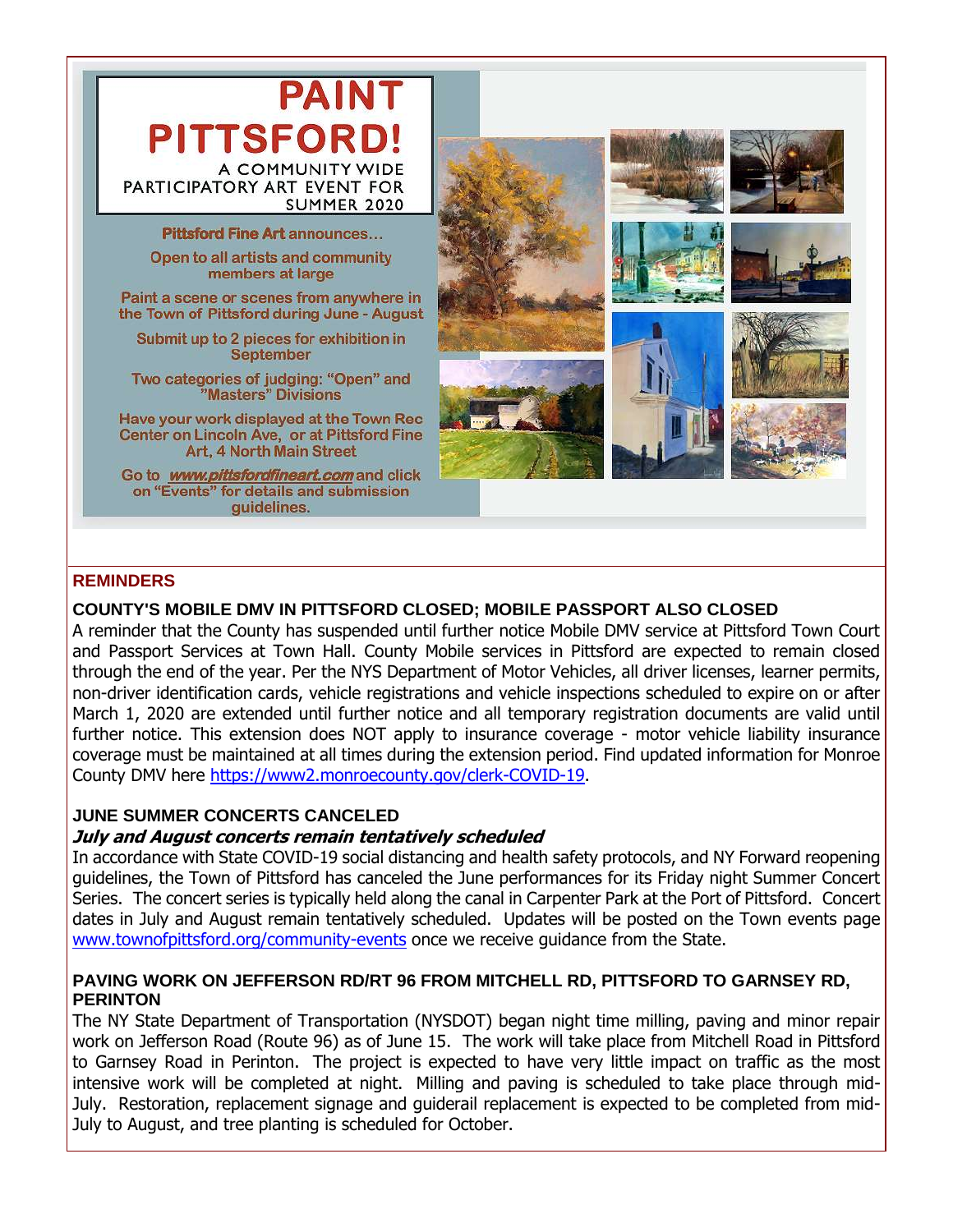# PAINT PITTSFORD!

A COMMUNITY WIDE PARTICIPATORY ART EVENT FOR SUMMER 2020

**Pittsford Fine Art** announces…

Open to all artists and community members at large

Paint a scene or scenes from anywhere in the Town of Pittsford during June - August

Submit up to 2 pieces for exhibition in September

Two categories of judging: "Open" and "Masters" Divisions

Have your work displayed at the Town Rec Center on Lincoln Ave, or at Pittsford Fine Art, 4 North Main Street

Go to ***www.pittsfordfineart.com*** and click on "Events" for details and submission guidelines.

## REMINDERS

### COUNTY'S MOBILE DMV IN PITTSFORD CLOSED; MOBILE PASSPORT ALSO CLOSED

A reminder that the County has suspended until further notice Mobile DMV service at Pittsford Town Court and Passport Services at Town Hall. County Mobile services in Pittsford are expected to remain closed through the end of the year. Per the NYS Department of Motor Vehicles, all driver licenses, learner permits, non-driver identification cards, vehicle registrations and vehicle inspections scheduled to expire on or after March 1, 2020 are extended until further notice and all temporary registration documents are valid until further notice. This extension does NOT apply to insurance coverage - motor vehicle liability insurance coverage must be maintained at all times during the extension period. Find updated information for Monroe County DMV here https://www2.monroecounty.gov/clerk-COVID-19.

### JUNE SUMMER CONCERTS CANCELED

***July and August concerts remain tentatively scheduled***

In accordance with State COVID-19 social distancing and health safety protocols, and NY Forward reopening guidelines, the Town of Pittsford has canceled the June performances for its Friday night Summer Concert Series. The concert series is typically held along the canal in Carpenter Park at the Port of Pittsford. Concert dates in July and August remain tentatively scheduled. Updates will be posted on the Town events page www.townofpittsford.org/community-events once we receive guidance from the State.

### PAVING WORK ON JEFFERSON RD/RT 96 FROM MITCHELL RD, PITTSFORD TO GARNSEY RD, PERINTON

The NY State Department of Transportation (NYSDOT) began night time milling, paving and minor repair work on Jefferson Road (Route 96) as of June 15. The work will take place from Mitchell Road in Pittsford to Garnsey Road in Perinton. The project is expected to have very little impact on traffic as the most intensive work will be completed at night. Milling and paving is scheduled to take place through mid-July. Restoration, replacement signage and guiderail replacement is expected to be completed from mid-July to August, and tree planting is scheduled for October.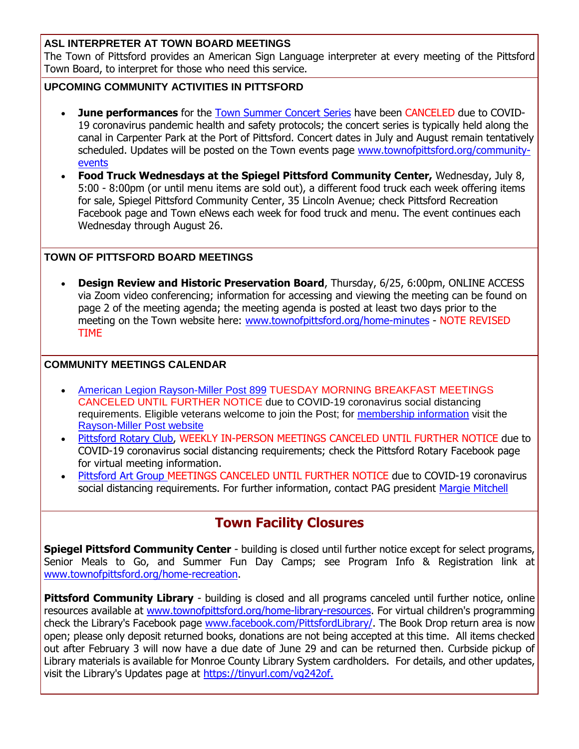### ASL INTERPRETER AT TOWN BOARD MEETINGS

The Town of Pittsford provides an American Sign Language interpreter at every meeting of the Pittsford Town Board, to interpret for those who need this service.

### UPCOMING COMMUNITY ACTIVITIES IN PITTSFORD

- **June performances** for the Town Summer Concert Series have been CANCELED due to COVID-19 coronavirus pandemic health and safety protocols; the concert series is typically held along the canal in Carpenter Park at the Port of Pittsford. Concert dates in July and August remain tentatively scheduled. Updates will be posted on the Town events page www.townofpittsford.org/community-events
- **Food Truck Wednesdays at the Spiegel Pittsford Community Center,** Wednesday, July 8, 5:00 - 8:00pm (or until menu items are sold out), a different food truck each week offering items for sale, Spiegel Pittsford Community Center, 35 Lincoln Avenue; check Pittsford Recreation Facebook page and Town eNews each week for food truck and menu. The event continues each Wednesday through August 26.

### TOWN OF PITTSFORD BOARD MEETINGS

- **Design Review and Historic Preservation Board**, Thursday, 6/25, 6:00pm, ONLINE ACCESS via Zoom video conferencing; information for accessing and viewing the meeting can be found on page 2 of the meeting agenda; the meeting agenda is posted at least two days prior to the meeting on the Town website here: www.townofpittsford.org/home-minutes - NOTE REVISED TIME

### COMMUNITY MEETINGS CALENDAR

- American Legion Rayson-Miller Post 899 TUESDAY MORNING BREAKFAST MEETINGS CANCELED UNTIL FURTHER NOTICE due to COVID-19 coronavirus social distancing requirements. Eligible veterans welcome to join the Post; for membership information visit the Rayson-Miller Post website
- Pittsford Rotary Club, WEEKLY IN-PERSON MEETINGS CANCELED UNTIL FURTHER NOTICE due to COVID-19 coronavirus social distancing requirements; check the Pittsford Rotary Facebook page for virtual meeting information.
- Pittsford Art Group MEETINGS CANCELED UNTIL FURTHER NOTICE due to COVID-19 coronavirus social distancing requirements. For further information, contact PAG president Margie Mitchell

## Town Facility Closures

**Spiegel Pittsford Community Center** - building is closed until further notice except for select programs, Senior Meals to Go, and Summer Fun Day Camps; see Program Info & Registration link at www.townofpittsford.org/home-recreation.

**Pittsford Community Library** - building is closed and all programs canceled until further notice, online resources available at www.townofpittsford.org/home-library-resources. For virtual children's programming check the Library's Facebook page www.facebook.com/PittsfordLibrary/. The Book Drop return area is now open; please only deposit returned books, donations are not being accepted at this time. All items checked out after February 3 will now have a due date of June 29 and can be returned then. Curbside pickup of Library materials is available for Monroe County Library System cardholders. For details, and other updates, visit the Library's Updates page at https://tinyurl.com/vg242of.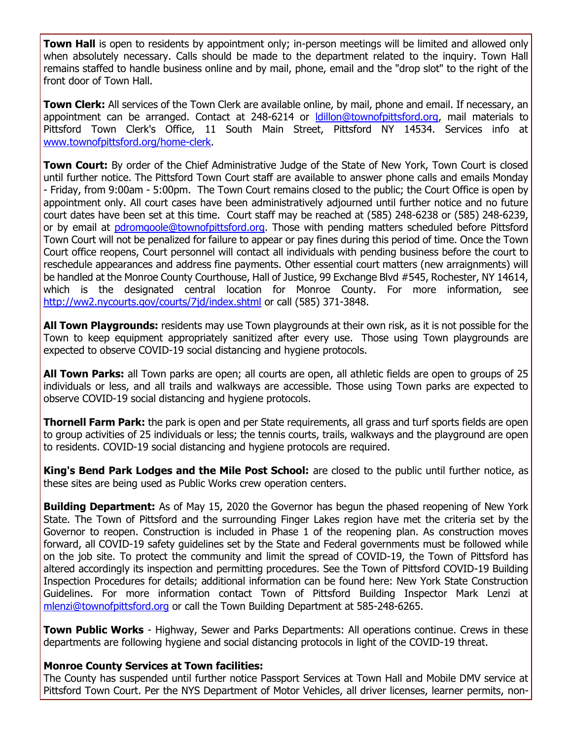**Town Hall** is open to residents by appointment only; in-person meetings will be limited and allowed only when absolutely necessary. Calls should be made to the department related to the inquiry. Town Hall remains staffed to handle business online and by mail, phone, email and the "drop slot" to the right of the front door of Town Hall.

**Town Clerk:** All services of the Town Clerk are available online, by mail, phone and email. If necessary, an appointment can be arranged. Contact at 248-6214 or ldillon@townofpittsford.org, mail materials to Pittsford Town Clerk's Office, 11 South Main Street, Pittsford NY 14534. Services info at www.townofpittsford.org/home-clerk.

**Town Court:** By order of the Chief Administrative Judge of the State of New York, Town Court is closed until further notice. The Pittsford Town Court staff are available to answer phone calls and emails Monday - Friday, from 9:00am - 5:00pm. The Town Court remains closed to the public; the Court Office is open by appointment only. All court cases have been administratively adjourned until further notice and no future court dates have been set at this time. Court staff may be reached at (585) 248-6238 or (585) 248-6239, or by email at pdromgoole@townofpittsford.org. Those with pending matters scheduled before Pittsford Town Court will not be penalized for failure to appear or pay fines during this period of time. Once the Town Court office reopens, Court personnel will contact all individuals with pending business before the court to reschedule appearances and address fine payments. Other essential court matters (new arraignments) will be handled at the Monroe County Courthouse, Hall of Justice, 99 Exchange Blvd #545, Rochester, NY 14614, which is the designated central location for Monroe County. For more information, see http://ww2.nycourts.gov/courts/7jd/index.shtml or call (585) 371-3848.

**All Town Playgrounds:** residents may use Town playgrounds at their own risk, as it is not possible for the Town to keep equipment appropriately sanitized after every use. Those using Town playgrounds are expected to observe COVID-19 social distancing and hygiene protocols.

**All Town Parks:** all Town parks are open; all courts are open, all athletic fields are open to groups of 25 individuals or less, and all trails and walkways are accessible. Those using Town parks are expected to observe COVID-19 social distancing and hygiene protocols.

**Thornell Farm Park:** the park is open and per State requirements, all grass and turf sports fields are open to group activities of 25 individuals or less; the tennis courts, trails, walkways and the playground are open to residents. COVID-19 social distancing and hygiene protocols are required.

**King's Bend Park Lodges and the Mile Post School:** are closed to the public until further notice, as these sites are being used as Public Works crew operation centers.

**Building Department:** As of May 15, 2020 the Governor has begun the phased reopening of New York State. The Town of Pittsford and the surrounding Finger Lakes region have met the criteria set by the Governor to reopen. Construction is included in Phase 1 of the reopening plan. As construction moves forward, all COVID-19 safety guidelines set by the State and Federal governments must be followed while on the job site. To protect the community and limit the spread of COVID-19, the Town of Pittsford has altered accordingly its inspection and permitting procedures. See the Town of Pittsford COVID-19 Building Inspection Procedures for details; additional information can be found here: New York State Construction Guidelines. For more information contact Town of Pittsford Building Inspector Mark Lenzi at mlenzi@townofpittsford.org or call the Town Building Department at 585-248-6265.

**Town Public Works** - Highway, Sewer and Parks Departments: All operations continue. Crews in these departments are following hygiene and social distancing protocols in light of the COVID-19 threat.

**Monroe County Services at Town facilities:**
The County has suspended until further notice Passport Services at Town Hall and Mobile DMV service at Pittsford Town Court. Per the NYS Department of Motor Vehicles, all driver licenses, learner permits, non-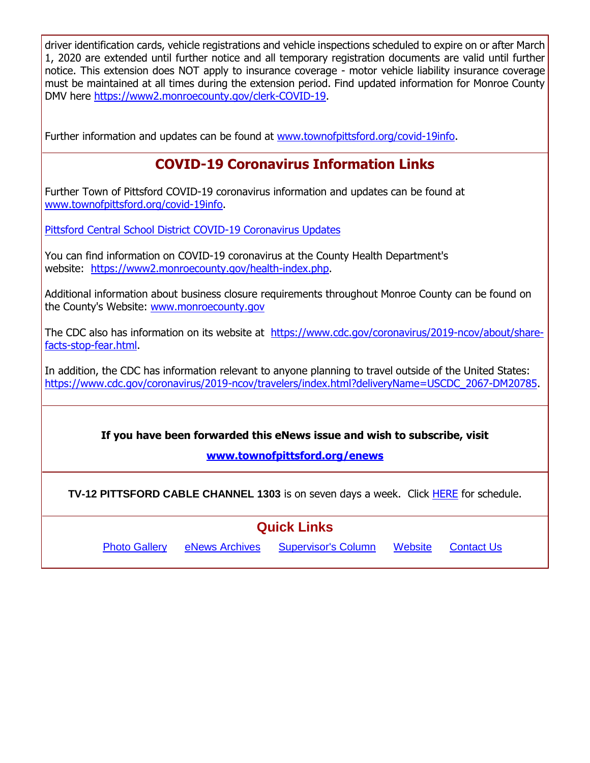driver identification cards, vehicle registrations and vehicle inspections scheduled to expire on or after March 1, 2020 are extended until further notice and all temporary registration documents are valid until further notice. This extension does NOT apply to insurance coverage - motor vehicle liability insurance coverage must be maintained at all times during the extension period. Find updated information for Monroe County DMV here https://www2.monroecounty.gov/clerk-COVID-19.

Further information and updates can be found at www.townofpittsford.org/covid-19info.

## COVID-19 Coronavirus Information Links

Further Town of Pittsford COVID-19 coronavirus information and updates can be found at www.townofpittsford.org/covid-19info.

Pittsford Central School District COVID-19 Coronavirus Updates

You can find information on COVID-19 coronavirus at the County Health Department's website: https://www2.monroecounty.gov/health-index.php.

Additional information about business closure requirements throughout Monroe County can be found on the County's Website: www.monroecounty.gov

The CDC also has information on its website at https://www.cdc.gov/coronavirus/2019-ncov/about/share-facts-stop-fear.html.

In addition, the CDC has information relevant to anyone planning to travel outside of the United States: https://www.cdc.gov/coronavirus/2019-ncov/travelers/index.html?deliveryName=USCDC_2067-DM20785.

**If you have been forwarded this eNews issue and wish to subscribe, visit**

**www.townofpittsford.org/enews**

**TV-12 PITTSFORD CABLE CHANNEL 1303** is on seven days a week. Click HERE for schedule.

## Quick Links

Photo Gallery eNews Archives Supervisor's Column Website Contact Us